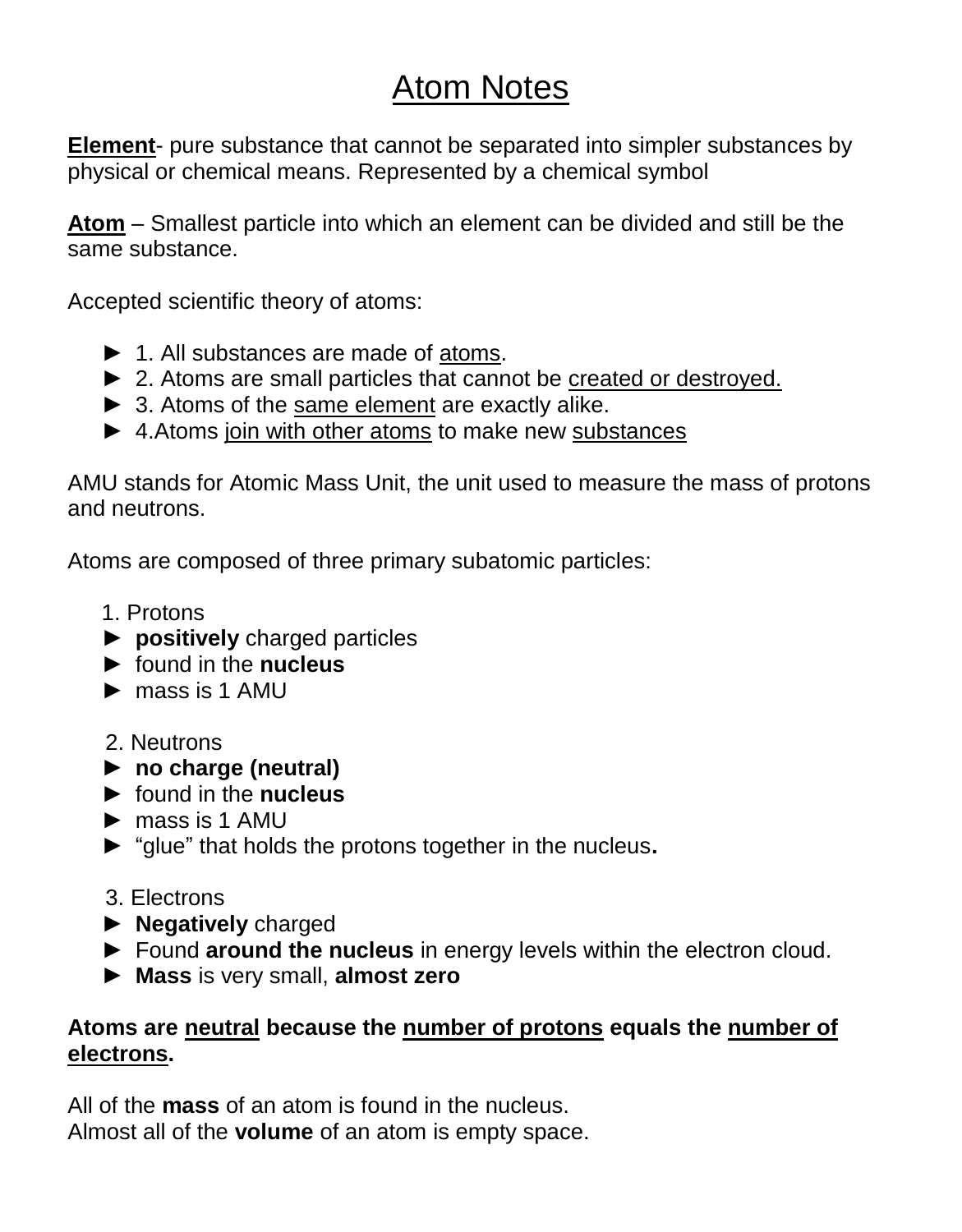# Atom Notes

**Element**- pure substance that cannot be separated into simpler substances by physical or chemical means. Represented by a chemical symbol

**Atom** – Smallest particle into which an element can be divided and still be the same substance.

Accepted scientific theory of atoms:

- ► 1. All substances are made of atoms.
- ► 2. Atoms are small particles that cannot be created or destroyed.
- ► 3. Atoms of the same element are exactly alike.
- ► 4.Atoms join with other atoms to make new substances

AMU stands for Atomic Mass Unit, the unit used to measure the mass of protons and neutrons.

Atoms are composed of three primary subatomic particles:

1. Protons
   - ► **positively** charged particles
   - ► found in the **nucleus**
   - ► mass is 1 AMU

2. Neutrons
   - ► **no charge (neutral)**
   - ► found in the **nucleus**
   - ► mass is 1 AMU
   - ► "glue" that holds the protons together in the nucleus**.**

3. Electrons
   - ► **Negatively** charged
   - ► Found **around the nucleus** in energy levels within the electron cloud.
   - ► **Mass** is very small, **almost zero**

**Atoms are neutral because the number of protons equals the number of electrons.**

All of the **mass** of an atom is found in the nucleus.
Almost all of the **volume** of an atom is empty space.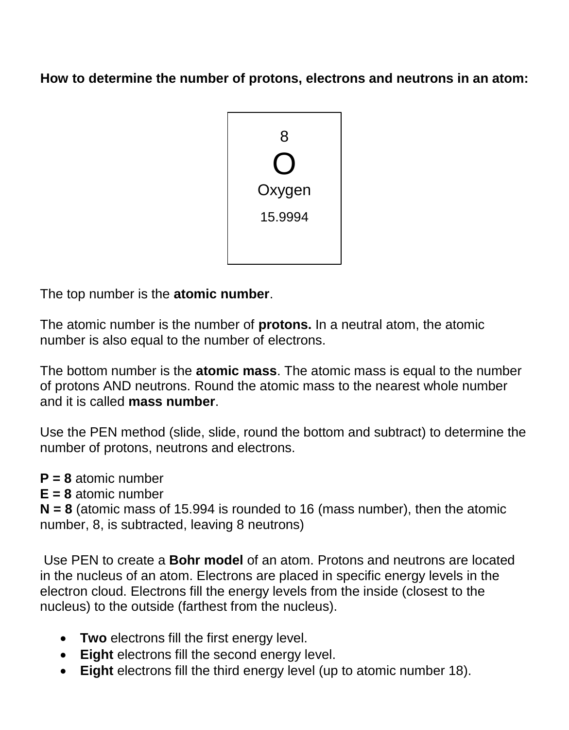**How to determine the number of protons, electrons and neutrons in an atom:**

| 8 |
|---|
| O |
| Oxygen |
| 15.9994 |

The top number is the **atomic number**.

The atomic number is the number of **protons.** In a neutral atom, the atomic number is also equal to the number of electrons.

The bottom number is the **atomic mass**. The atomic mass is equal to the number of protons AND neutrons. Round the atomic mass to the nearest whole number and it is called **mass number**.

Use the PEN method (slide, slide, round the bottom and subtract) to determine the number of protons, neutrons and electrons.

**P = 8** atomic number  
**E = 8** atomic number  
**N = 8** (atomic mass of 15.994 is rounded to 16 (mass number), then the atomic number, 8, is subtracted, leaving 8 neutrons)

Use PEN to create a **Bohr model** of an atom. Protons and neutrons are located in the nucleus of an atom. Electrons are placed in specific energy levels in the electron cloud. Electrons fill the energy levels from the inside (closest to the nucleus) to the outside (farthest from the nucleus).

- **Two** electrons fill the first energy level.
- **Eight** electrons fill the second energy level.
- **Eight** electrons fill the third energy level (up to atomic number 18).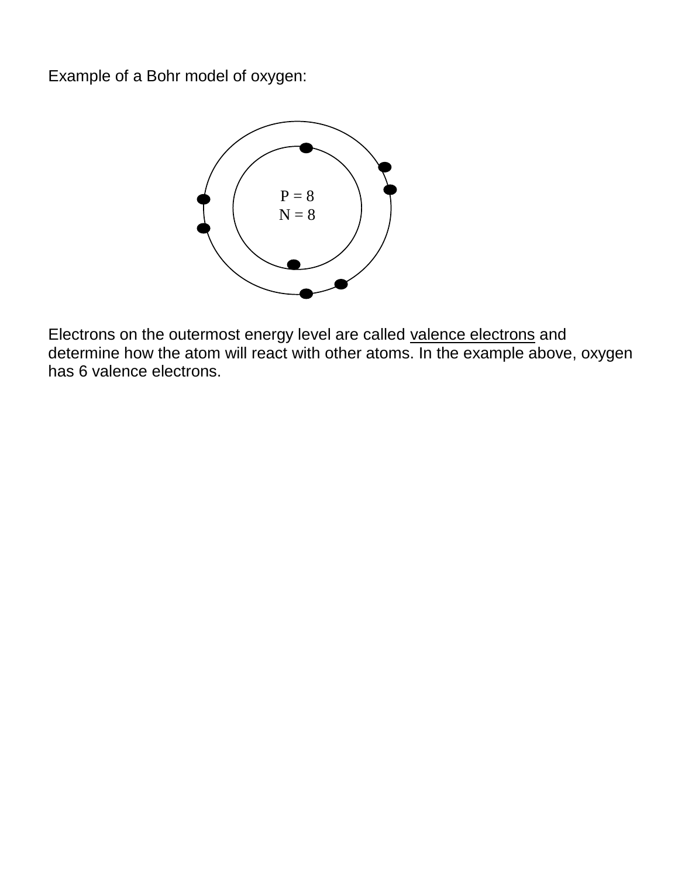Example of a Bohr model of oxygen:

P = 8
N = 8

Electrons on the outermost energy level are called <u>valence electrons</u> and determine how the atom will react with other atoms. In the example above, oxygen has 6 valence electrons.